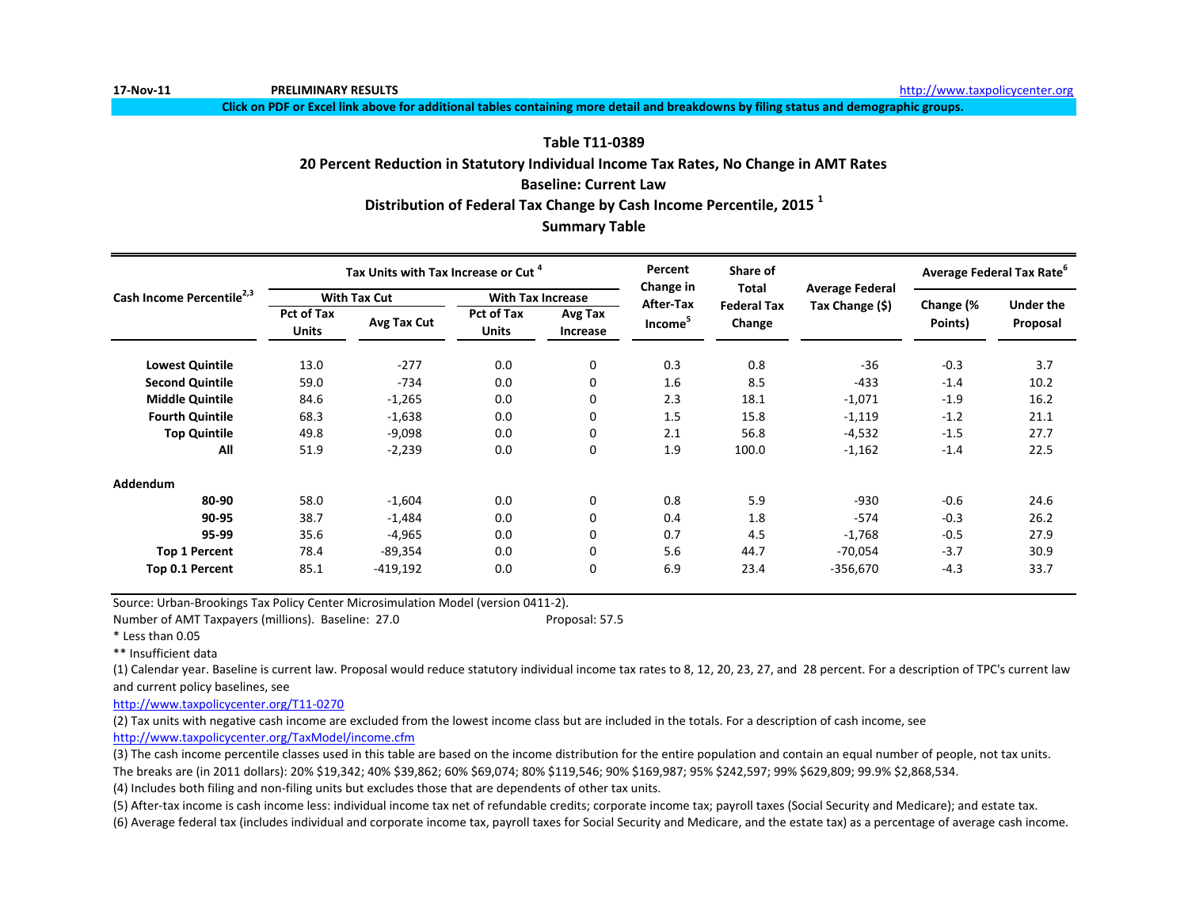17-Nov-11 **PRELIMINARY RESULTS** http://www.taxpolicycenter.org

**Click on PDF or Excel link above for additional tables containing more detail and breakdowns by filing status and demographic groups.**

## Table T11-0389
## 20 Percent Reduction in Statutory Individual Income Tax Rates, No Change in AMT Rates
## Baseline: Current Law
## Distribution of Federal Tax Change by Cash Income Percentile, 2015 [1]
## Summary Table

| Cash Income Percentile[2,3] | Tax Units with Tax Increase or Cut [4] | | | | Percent Change in After-Tax Income[5] | Share of Total Federal Tax Change | Average Federal Tax Change ($) | Average Federal Tax Rate[6] | |
|---|---|---|---|---|---|---|---|---|---|
| | With Tax Cut | | With Tax Increase | | | | | | |
| | Pct of Tax Units | Avg Tax Cut | Pct of Tax Units | Avg Tax Increase | | | | Change (% Points) | Under the Proposal |
| **Lowest Quintile** | 13.0 | -277 | 0.0 | 0 | 0.3 | 0.8 | -36 | -0.3 | 3.7 |
| **Second Quintile** | 59.0 | -734 | 0.0 | 0 | 1.6 | 8.5 | -433 | -1.4 | 10.2 |
| **Middle Quintile** | 84.6 | -1,265 | 0.0 | 0 | 2.3 | 18.1 | -1,071 | -1.9 | 16.2 |
| **Fourth Quintile** | 68.3 | -1,638 | 0.0 | 0 | 1.5 | 15.8 | -1,119 | -1.2 | 21.1 |
| **Top Quintile** | 49.8 | -9,098 | 0.0 | 0 | 2.1 | 56.8 | -4,532 | -1.5 | 27.7 |
| **All** | 51.9 | -2,239 | 0.0 | 0 | 1.9 | 100.0 | -1,162 | -1.4 | 22.5 |
| **Addendum** | | | | | | | | | |
| **80-90** | 58.0 | -1,604 | 0.0 | 0 | 0.8 | 5.9 | -930 | -0.6 | 24.6 |
| **90-95** | 38.7 | -1,484 | 0.0 | 0 | 0.4 | 1.8 | -574 | -0.3 | 26.2 |
| **95-99** | 35.6 | -4,965 | 0.0 | 0 | 0.7 | 4.5 | -1,768 | -0.5 | 27.9 |
| **Top 1 Percent** | 78.4 | -89,354 | 0.0 | 0 | 5.6 | 44.7 | -70,054 | -3.7 | 30.9 |
| **Top 0.1 Percent** | 85.1 | -419,192 | 0.0 | 0 | 6.9 | 23.4 | -356,670 | -4.3 | 33.7 |

Source: Urban-Brookings Tax Policy Center Microsimulation Model (version 0411-2).

Number of AMT Taxpayers (millions). Baseline: 27.0 Proposal: 57.5

\* Less than 0.05

\*\* Insufficient data

(1) Calendar year. Baseline is current law. Proposal would reduce statutory individual income tax rates to 8, 12, 20, 23, 27, and 28 percent. For a description of TPC's current law and current policy baselines, see http://www.taxpolicycenter.org/T11-0270

(2) Tax units with negative cash income are excluded from the lowest income class but are included in the totals. For a description of cash income, see http://www.taxpolicycenter.org/TaxModel/income.cfm

(3) The cash income percentile classes used in this table are based on the income distribution for the entire population and contain an equal number of people, not tax units. The breaks are (in 2011 dollars): 20% $19,342; 40% $39,862; 60% $69,074; 80% $119,546; 90% $169,987; 95% $242,597; 99% $629,809; 99.9% $2,868,534.

(4) Includes both filing and non-filing units but excludes those that are dependents of other tax units.

(5) After-tax income is cash income less: individual income tax net of refundable credits; corporate income tax; payroll taxes (Social Security and Medicare); and estate tax.

(6) Average federal tax (includes individual and corporate income tax, payroll taxes for Social Security and Medicare, and the estate tax) as a percentage of average cash income.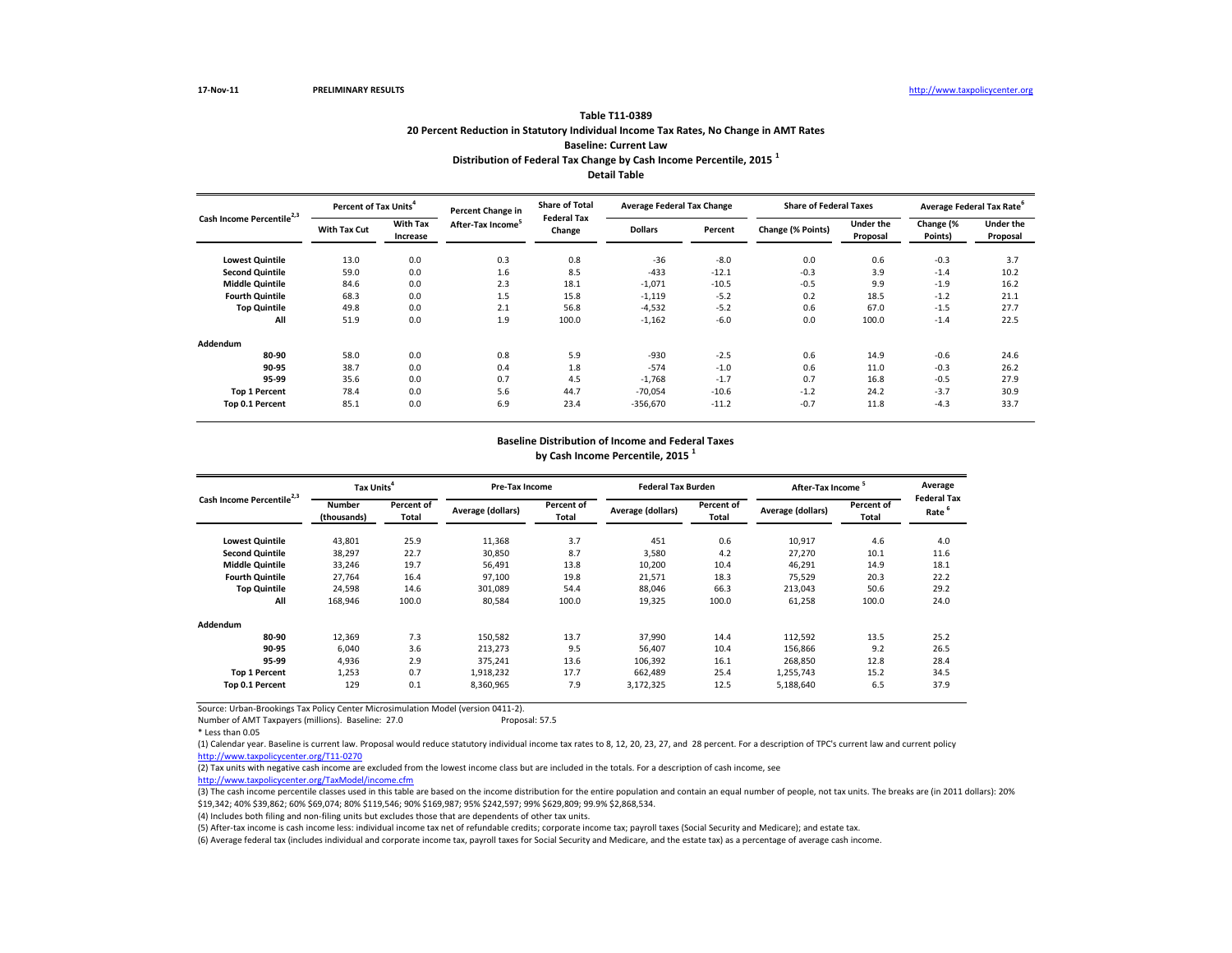17-Nov-11 **PRELIMINARY RESULTS** http://www.taxpolicycenter.org

### Table T11-0389
### 20 Percent Reduction in Statutory Individual Income Tax Rates, No Change in AMT Rates
### Baseline: Current Law
### Distribution of Federal Tax Change by Cash Income Percentile, 2015 [1]
### Detail Table

| Cash Income Percentile[2,3] | Percent of Tax Units[4] | | Percent Change in After-Tax Income[5] | Share of Total Federal Tax Change | Average Federal Tax Change | | Share of Federal Taxes | | Average Federal Tax Rate[6] | |
|---|---|---|---|---|---|---|---|---|---|---|
| | With Tax Cut | With Tax Increase | | | Dollars | Percent | Change (% Points) | Under the Proposal | Change (% Points) | Under the Proposal |
| **Lowest Quintile** | 13.0 | 0.0 | 0.3 | 0.8 | -36 | -8.0 | 0.0 | 0.6 | -0.3 | 3.7 |
| **Second Quintile** | 59.0 | 0.0 | 1.6 | 8.5 | -433 | -12.1 | -0.3 | 3.9 | -1.4 | 10.2 |
| **Middle Quintile** | 84.6 | 0.0 | 2.3 | 18.1 | -1,071 | -10.5 | -0.5 | 9.9 | -1.9 | 16.2 |
| **Fourth Quintile** | 68.3 | 0.0 | 1.5 | 15.8 | -1,119 | -5.2 | 0.2 | 18.5 | -1.2 | 21.1 |
| **Top Quintile** | 49.8 | 0.0 | 2.1 | 56.8 | -4,532 | -5.2 | 0.6 | 67.0 | -1.5 | 27.7 |
| **All** | 51.9 | 0.0 | 1.9 | 100.0 | -1,162 | -6.0 | 0.0 | 100.0 | -1.4 | 22.5 |
| **Addendum** | | | | | | | | | | |
| **80-90** | 58.0 | 0.0 | 0.8 | 5.9 | -930 | -2.5 | 0.6 | 14.9 | -0.6 | 24.6 |
| **90-95** | 38.7 | 0.0 | 0.4 | 1.8 | -574 | -1.0 | 0.6 | 11.0 | -0.3 | 26.2 |
| **95-99** | 35.6 | 0.0 | 0.7 | 4.5 | -1,768 | -1.7 | 0.7 | 16.8 | -0.5 | 27.9 |
| **Top 1 Percent** | 78.4 | 0.0 | 5.6 | 44.7 | -70,054 | -10.6 | -1.2 | 24.2 | -3.7 | 30.9 |
| **Top 0.1 Percent** | 85.1 | 0.0 | 6.9 | 23.4 | -356,670 | -11.2 | -0.7 | 11.8 | -4.3 | 33.7 |

### Baseline Distribution of Income and Federal Taxes
### by Cash Income Percentile, 2015 [1]

| Cash Income Percentile[2,3] | Tax Units[4] | | Pre-Tax Income | | Federal Tax Burden | | After-Tax Income [5] | | Average Federal Tax Rate [6] |
|---|---|---|---|---|---|---|---|---|---|
| | Number (thousands) | Percent of Total | Average (dollars) | Percent of Total | Average (dollars) | Percent of Total | Average (dollars) | Percent of Total | |
| **Lowest Quintile** | 43,801 | 25.9 | 11,368 | 3.7 | 451 | 0.6 | 10,917 | 4.6 | 4.0 |
| **Second Quintile** | 38,297 | 22.7 | 30,850 | 8.7 | 3,580 | 4.2 | 27,270 | 10.1 | 11.6 |
| **Middle Quintile** | 33,246 | 19.7 | 56,491 | 13.8 | 10,200 | 10.4 | 46,291 | 14.9 | 18.1 |
| **Fourth Quintile** | 27,764 | 16.4 | 97,100 | 19.8 | 21,571 | 18.3 | 75,529 | 20.3 | 22.2 |
| **Top Quintile** | 24,598 | 14.6 | 301,089 | 54.4 | 88,046 | 66.3 | 213,043 | 50.6 | 29.2 |
| **All** | 168,946 | 100.0 | 80,584 | 100.0 | 19,325 | 100.0 | 61,258 | 100.0 | 24.0 |
| **Addendum** | | | | | | | | | |
| **80-90** | 12,369 | 7.3 | 150,582 | 13.7 | 37,990 | 14.4 | 112,592 | 13.5 | 25.2 |
| **90-95** | 6,040 | 3.6 | 213,273 | 9.5 | 56,407 | 10.4 | 156,866 | 9.2 | 26.5 |
| **95-99** | 4,936 | 2.9 | 375,241 | 13.6 | 106,392 | 16.1 | 268,850 | 12.8 | 28.4 |
| **Top 1 Percent** | 1,253 | 0.7 | 1,918,232 | 17.7 | 662,489 | 25.4 | 1,255,743 | 15.2 | 34.5 |
| **Top 0.1 Percent** | 129 | 0.1 | 8,360,965 | 7.9 | 3,172,325 | 12.5 | 5,188,640 | 6.5 | 37.9 |

Source: Urban-Brookings Tax Policy Center Microsimulation Model (version 0411-2).

Number of AMT Taxpayers (millions). Baseline: 27.0 Proposal: 57.5

* Less than 0.05

(1) Calendar year. Baseline is current law. Proposal would reduce statutory individual income tax rates to 8, 12, 20, 23, 27, and 28 percent. For a description of TPC's current law and current policy http://www.taxpolicycenter.org/T11-0270

(2) Tax units with negative cash income are excluded from the lowest income class but are included in the totals. For a description of cash income, see http://www.taxpolicycenter.org/TaxModel/income.cfm

(3) The cash income percentile classes used in this table are based on the income distribution for the entire population and contain an equal number of people, not tax units. The breaks are (in 2011 dollars): 20% $19,342; 40% $39,862; 60% $69,074; 80% $119,546; 90% $169,987; 95% $242,597; 99% $629,809; 99.9% $2,868,534.

(4) Includes both filing and non-filing units but excludes those that are dependents of other tax units.

(5) After-tax income is cash income less: individual income tax net of refundable credits; corporate income tax; payroll taxes (Social Security and Medicare); and estate tax.

(6) Average federal tax (includes individual and corporate income tax, payroll taxes for Social Security and Medicare, and the estate tax) as a percentage of average cash income.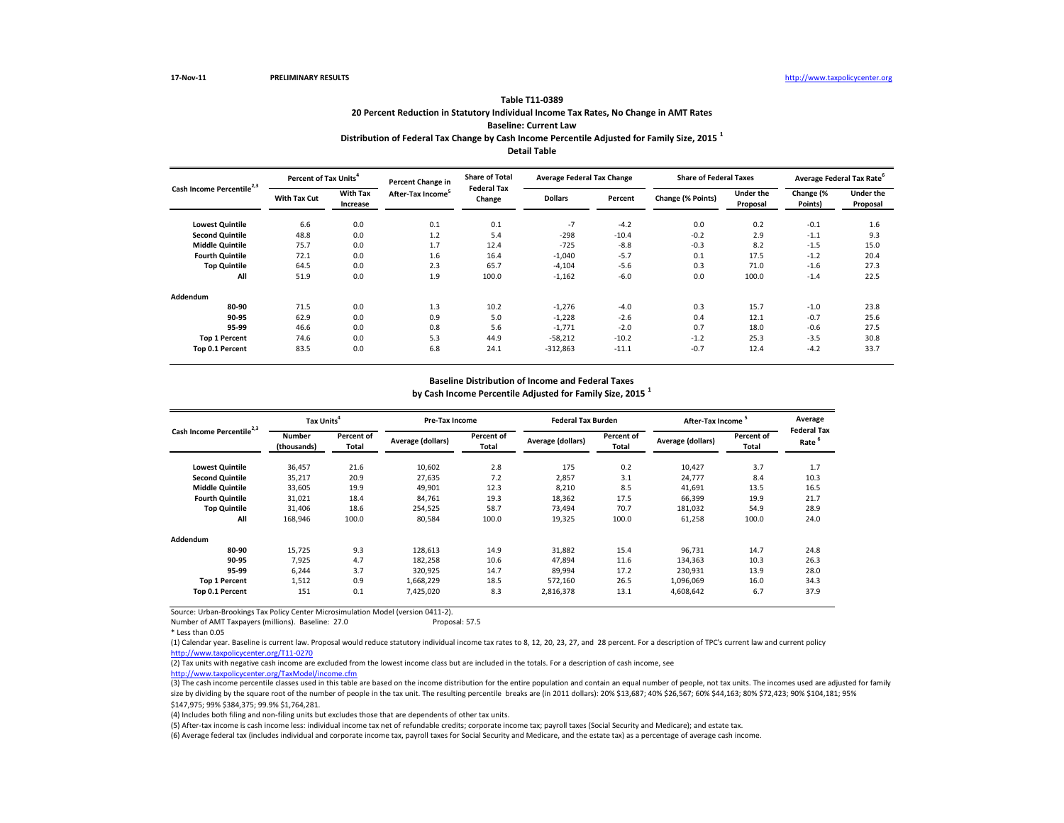**Table T11-0389**

**20 Percent Reduction in Statutory Individual Income Tax Rates, No Change in AMT Rates**

**Baseline: Current Law**

**Distribution of Federal Tax Change by Cash Income Percentile Adjusted for Family Size, 2015 [1]**

**Detail Table**

| Cash Income Percentile[2,3] | Percent of Tax Units[4] | | Percent Change in After-Tax Income[5] | Share of Total Federal Tax Change | Average Federal Tax Change | | Share of Federal Taxes | | Average Federal Tax Rate[6] | |
|---|---|---|---|---|---|---|---|---|---|---|
| | With Tax Cut | With Tax Increase | | | Dollars | Percent | Change (% Points) | Under the Proposal | Change (% Points) | Under the Proposal |
| Lowest Quintile | 6.6 | 0.0 | 0.1 | 0.1 | -7 | -4.2 | 0.0 | 0.2 | -0.1 | 1.6 |
| Second Quintile | 48.8 | 0.0 | 1.2 | 5.4 | -298 | -10.4 | -0.2 | 2.9 | -1.1 | 9.3 |
| Middle Quintile | 75.7 | 0.0 | 1.7 | 12.4 | -725 | -8.8 | -0.3 | 8.2 | -1.5 | 15.0 |
| Fourth Quintile | 72.1 | 0.0 | 1.6 | 16.4 | -1,040 | -5.7 | 0.1 | 17.5 | -1.2 | 20.4 |
| Top Quintile | 64.5 | 0.0 | 2.3 | 65.7 | -4,104 | -5.6 | 0.3 | 71.0 | -1.6 | 27.3 |
| All | 51.9 | 0.0 | 1.9 | 100.0 | -1,162 | -6.0 | 0.0 | 100.0 | -1.4 | 22.5 |
| **Addendum** | | | | | | | | | | |
| 80-90 | 71.5 | 0.0 | 1.3 | 10.2 | -1,276 | -4.0 | 0.3 | 15.7 | -1.0 | 23.8 |
| 90-95 | 62.9 | 0.0 | 0.9 | 5.0 | -1,228 | -2.6 | 0.4 | 12.1 | -0.7 | 25.6 |
| 95-99 | 46.6 | 0.0 | 0.8 | 5.6 | -1,771 | -2.0 | 0.7 | 18.0 | -0.6 | 27.5 |
| Top 1 Percent | 74.6 | 0.0 | 5.3 | 44.9 | -58,212 | -10.2 | -1.2 | 25.3 | -3.5 | 30.8 |
| Top 0.1 Percent | 83.5 | 0.0 | 6.8 | 24.1 | -312,863 | -11.1 | -0.7 | 12.4 | -4.2 | 33.7 |

**Baseline Distribution of Income and Federal Taxes**

**by Cash Income Percentile Adjusted for Family Size, 2015 [1]**

| Cash Income Percentile[2,3] | Tax Units[4] | | Pre-Tax Income | | Federal Tax Burden | | After-Tax Income[5] | | Average Federal Tax Rate[6] |
|---|---|---|---|---|---|---|---|---|---|
| | Number (thousands) | Percent of Total | Average (dollars) | Percent of Total | Average (dollars) | Percent of Total | Average (dollars) | Percent of Total | |
| Lowest Quintile | 36,457 | 21.6 | 10,602 | 2.8 | 175 | 0.2 | 10,427 | 3.7 | 1.7 |
| Second Quintile | 35,217 | 20.9 | 27,635 | 7.2 | 2,857 | 3.1 | 24,777 | 8.4 | 10.3 |
| Middle Quintile | 33,605 | 19.9 | 49,901 | 12.3 | 8,210 | 8.5 | 41,691 | 13.5 | 16.5 |
| Fourth Quintile | 31,021 | 18.4 | 84,761 | 19.3 | 18,362 | 17.5 | 66,399 | 19.9 | 21.7 |
| Top Quintile | 31,406 | 18.6 | 254,525 | 58.7 | 73,494 | 70.7 | 181,032 | 54.9 | 28.9 |
| All | 168,946 | 100.0 | 80,584 | 100.0 | 19,325 | 100.0 | 61,258 | 100.0 | 24.0 |
| **Addendum** | | | | | | | | | |
| 80-90 | 15,725 | 9.3 | 128,613 | 14.9 | 31,882 | 15.4 | 96,731 | 14.7 | 24.8 |
| 90-95 | 7,925 | 4.7 | 182,258 | 10.6 | 47,894 | 11.6 | 134,363 | 10.3 | 26.3 |
| 95-99 | 6,244 | 3.7 | 320,925 | 14.7 | 89,994 | 17.2 | 230,931 | 13.9 | 28.0 |
| Top 1 Percent | 1,512 | 0.9 | 1,668,229 | 18.5 | 572,160 | 26.5 | 1,096,069 | 16.0 | 34.3 |
| Top 0.1 Percent | 151 | 0.1 | 7,425,020 | 8.3 | 2,816,378 | 13.1 | 4,608,642 | 6.7 | 37.9 |

Source: Urban-Brookings Tax Policy Center Microsimulation Model (version 0411-2).

Number of AMT Taxpayers (millions). Baseline: 27.0 Proposal: 57.5

* Less than 0.05

(1) Calendar year. Baseline is current law. Proposal would reduce statutory individual income tax rates to 8, 12, 20, 23, 27, and 28 percent. For a description of TPC's current law and current policy http://www.taxpolicycenter.org/T11-0270

(2) Tax units with negative cash income are excluded from the lowest income class but are included in the totals. For a description of cash income, see http://www.taxpolicycenter.org/TaxModel/income.cfm

(3) The cash income percentile classes used in this table are based on the income distribution for the entire population and contain an equal number of people, not tax units. The incomes used are adjusted for family size by dividing by the square root of the number of people in the tax unit. The resulting percentile breaks are (in 2011 dollars): 20% $13,687; 40% $26,567; 60% $44,163; 80% $72,423; 90% $104,181; 95% $147,975; 99% $384,375; 99.9% $1,764,281.

(4) Includes both filing and non-filing units but excludes those that are dependents of other tax units.

(5) After-tax income is cash income less: individual income tax net of refundable credits; corporate income tax; payroll taxes (Social Security and Medicare); and estate tax.

(6) Average federal tax (includes individual and corporate income tax, payroll taxes for Social Security and Medicare, and the estate tax) as a percentage of average cash income.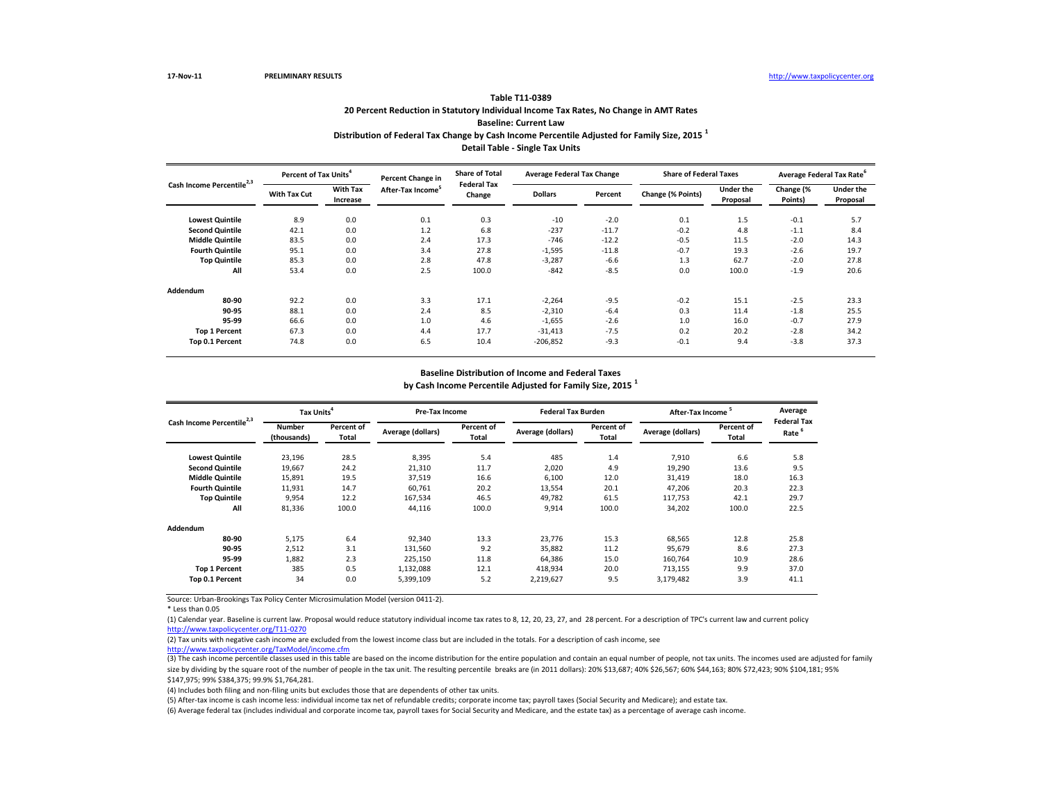17-Nov-11 PRELIMINARY RESULTS http://www.taxpolicycenter.org

**Table T11-0389**

**20 Percent Reduction in Statutory Individual Income Tax Rates, No Change in AMT Rates**

**Baseline: Current Law**

**Distribution of Federal Tax Change by Cash Income Percentile Adjusted for Family Size, 2015 [1]**

**Detail Table - Single Tax Units**

| Cash Income Percentile[2,3] | Percent of Tax Units[4] | | Percent Change in After-Tax Income[5] | Share of Total Federal Tax Change | Average Federal Tax Change | | Share of Federal Taxes | | Average Federal Tax Rate[6] | |
|---|---|---|---|---|---|---|---|---|---|---|
| | With Tax Cut | With Tax Increase | | | Dollars | Percent | Change (% Points) | Under the Proposal | Change (% Points) | Under the Proposal |
| Lowest Quintile | 8.9 | 0.0 | 0.1 | 0.3 | -10 | -2.0 | 0.1 | 1.5 | -0.1 | 5.7 |
| Second Quintile | 42.1 | 0.0 | 1.2 | 6.8 | -237 | -11.7 | -0.2 | 4.8 | -1.1 | 8.4 |
| Middle Quintile | 83.5 | 0.0 | 2.4 | 17.3 | -746 | -12.2 | -0.5 | 11.5 | -2.0 | 14.3 |
| Fourth Quintile | 95.1 | 0.0 | 3.4 | 27.8 | -1,595 | -11.8 | -0.7 | 19.3 | -2.6 | 19.7 |
| Top Quintile | 85.3 | 0.0 | 2.8 | 47.8 | -3,287 | -6.6 | 1.3 | 62.7 | -2.0 | 27.8 |
| All | 53.4 | 0.0 | 2.5 | 100.0 | -842 | -8.5 | 0.0 | 100.0 | -1.9 | 20.6 |
| **Addendum** | | | | | | | | | | |
| 80-90 | 92.2 | 0.0 | 3.3 | 17.1 | -2,264 | -9.5 | -0.2 | 15.1 | -2.5 | 23.3 |
| 90-95 | 88.1 | 0.0 | 2.4 | 8.5 | -2,310 | -6.4 | 0.3 | 11.4 | -1.8 | 25.5 |
| 95-99 | 66.6 | 0.0 | 1.0 | 4.6 | -1,655 | -2.6 | 1.0 | 16.0 | -0.7 | 27.9 |
| Top 1 Percent | 67.3 | 0.0 | 4.4 | 17.7 | -31,413 | -7.5 | 0.2 | 20.2 | -2.8 | 34.2 |
| Top 0.1 Percent | 74.8 | 0.0 | 6.5 | 10.4 | -206,852 | -9.3 | -0.1 | 9.4 | -3.8 | 37.3 |

**Baseline Distribution of Income and Federal Taxes**

**by Cash Income Percentile Adjusted for Family Size, 2015 [1]**

| Cash Income Percentile[2,3] | Tax Units[4] | | Pre-Tax Income | | Federal Tax Burden | | After-Tax Income[5] | | Average Federal Tax Rate[6] |
|---|---|---|---|---|---|---|---|---|---|
| | Number (thousands) | Percent of Total | Average (dollars) | Percent of Total | Average (dollars) | Percent of Total | Average (dollars) | Percent of Total | |
| Lowest Quintile | 23,196 | 28.5 | 8,395 | 5.4 | 485 | 1.4 | 7,910 | 6.6 | 5.8 |
| Second Quintile | 19,667 | 24.2 | 21,310 | 11.7 | 2,020 | 4.9 | 19,290 | 13.6 | 9.5 |
| Middle Quintile | 15,891 | 19.5 | 37,519 | 16.6 | 6,100 | 12.0 | 31,419 | 18.0 | 16.3 |
| Fourth Quintile | 11,931 | 14.7 | 60,761 | 20.2 | 13,554 | 20.1 | 47,206 | 20.3 | 22.3 |
| Top Quintile | 9,954 | 12.2 | 167,534 | 46.5 | 49,782 | 61.5 | 117,753 | 42.1 | 29.7 |
| All | 81,336 | 100.0 | 44,116 | 100.0 | 9,914 | 100.0 | 34,202 | 100.0 | 22.5 |
| **Addendum** | | | | | | | | | |
| 80-90 | 5,175 | 6.4 | 92,340 | 13.3 | 23,776 | 15.3 | 68,565 | 12.8 | 25.8 |
| 90-95 | 2,512 | 3.1 | 131,560 | 9.2 | 35,882 | 11.2 | 95,679 | 8.6 | 27.3 |
| 95-99 | 1,882 | 2.3 | 225,150 | 11.8 | 64,386 | 15.0 | 160,764 | 10.9 | 28.6 |
| Top 1 Percent | 385 | 0.5 | 1,132,088 | 12.1 | 418,934 | 20.0 | 713,155 | 9.9 | 37.0 |
| Top 0.1 Percent | 34 | 0.0 | 5,399,109 | 5.2 | 2,219,627 | 9.5 | 3,179,482 | 3.9 | 41.1 |

Source: Urban-Brookings Tax Policy Center Microsimulation Model (version 0411-2).

\* Less than 0.05

(1) Calendar year. Baseline is current law. Proposal would reduce statutory individual income tax rates to 8, 12, 20, 23, 27, and 28 percent. For a description of TPC's current law and current policy http://www.taxpolicycenter.org/T11-0270

(2) Tax units with negative cash income are excluded from the lowest income class but are included in the totals. For a description of cash income, see http://www.taxpolicycenter.org/TaxModel/income.cfm

(3) The cash income percentile classes used in this table are based on the income distribution for the entire population and contain an equal number of people, not tax units. The incomes used are adjusted for family size by dividing by the square root of the number of people in the tax unit. The resulting percentile breaks are (in 2011 dollars): 20% $13,687; 40% $26,567; 60% $44,163; 80% $72,423; 90% $104,181; 95% $147,975; 99% $384,375; 99.9% $1,764,281.

(4) Includes both filing and non-filing units but excludes those that are dependents of other tax units.

(5) After-tax income is cash income less: individual income tax net of refundable credits; corporate income tax; payroll taxes (Social Security and Medicare); and estate tax.

(6) Average federal tax (includes individual and corporate income tax, payroll taxes for Social Security and Medicare, and the estate tax) as a percentage of average cash income.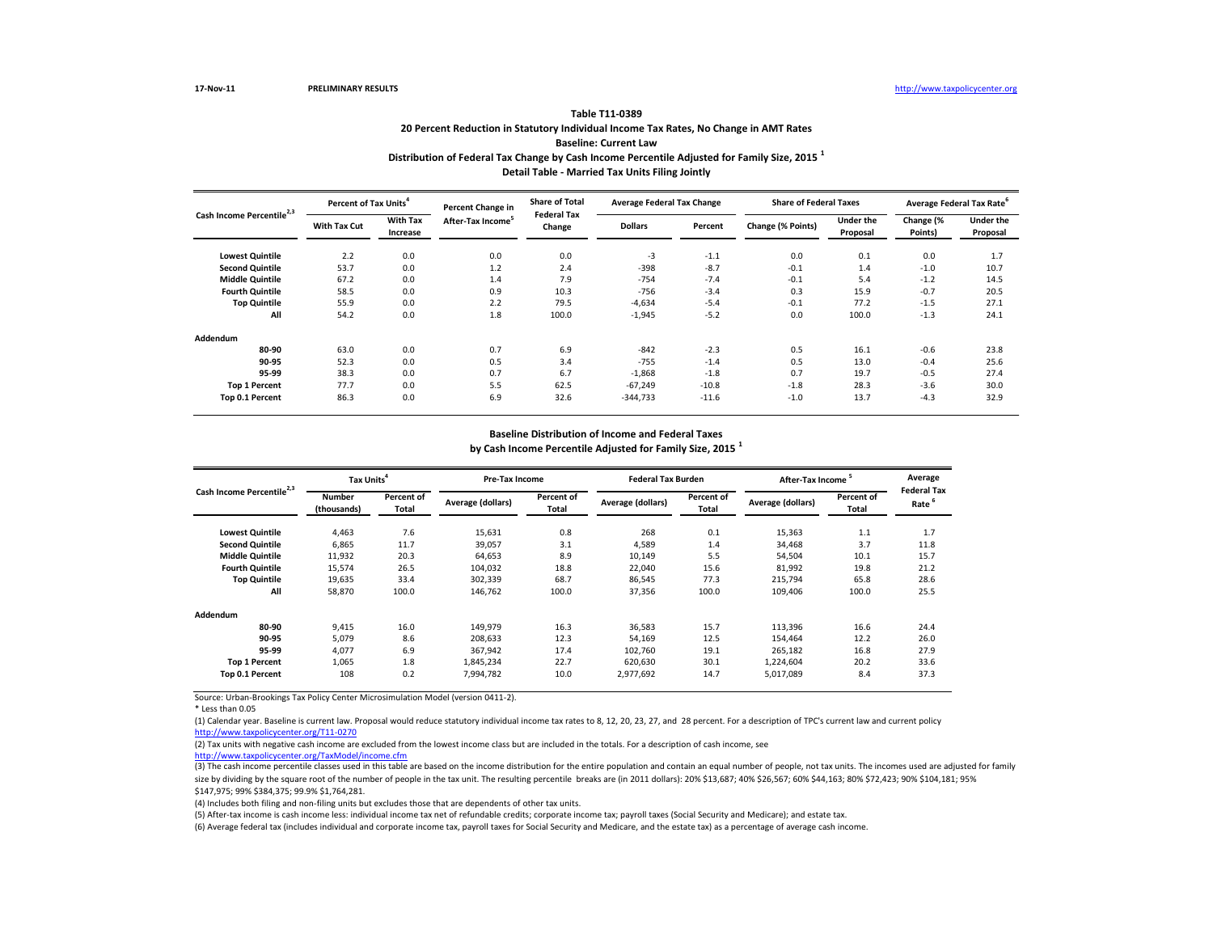17-Nov-11 PRELIMINARY RESULTS http://www.taxpolicycenter.org

**Table T11-0389**

**20 Percent Reduction in Statutory Individual Income Tax Rates, No Change in AMT Rates**

**Baseline: Current Law**

**Distribution of Federal Tax Change by Cash Income Percentile Adjusted for Family Size, 2015 [1]**

**Detail Table - Married Tax Units Filing Jointly**

| Cash Income Percentile[2,3] | Percent of Tax Units[4] | | Percent Change in After-Tax Income[5] | Share of Total Federal Tax Change | Average Federal Tax Change | | Share of Federal Taxes | | Average Federal Tax Rate[6] | |
|---|---|---|---|---|---|---|---|---|---|---|
| | With Tax Cut | With Tax Increase | | | Dollars | Percent | Change (% Points) | Under the Proposal | Change (% Points) | Under the Proposal |
| Lowest Quintile | 2.2 | 0.0 | 0.0 | 0.0 | -3 | -1.1 | 0.0 | 0.1 | 0.0 | 1.7 |
| Second Quintile | 53.7 | 0.0 | 1.2 | 2.4 | -398 | -8.7 | -0.1 | 1.4 | -1.0 | 10.7 |
| Middle Quintile | 67.2 | 0.0 | 1.4 | 7.9 | -754 | -7.4 | -0.1 | 5.4 | -1.2 | 14.5 |
| Fourth Quintile | 58.5 | 0.0 | 0.9 | 10.3 | -756 | -3.4 | 0.3 | 15.9 | -0.7 | 20.5 |
| Top Quintile | 55.9 | 0.0 | 2.2 | 79.5 | -4,634 | -5.4 | -0.1 | 77.2 | -1.5 | 27.1 |
| All | 54.2 | 0.0 | 1.8 | 100.0 | -1,945 | -5.2 | 0.0 | 100.0 | -1.3 | 24.1 |
| **Addendum** | | | | | | | | | | |
| 80-90 | 63.0 | 0.0 | 0.7 | 6.9 | -842 | -2.3 | 0.5 | 16.1 | -0.6 | 23.8 |
| 90-95 | 52.3 | 0.0 | 0.5 | 3.4 | -755 | -1.4 | 0.5 | 13.0 | -0.4 | 25.6 |
| 95-99 | 38.3 | 0.0 | 0.7 | 6.7 | -1,868 | -1.8 | 0.7 | 19.7 | -0.5 | 27.4 |
| Top 1 Percent | 77.7 | 0.0 | 5.5 | 62.5 | -67,249 | -10.8 | -1.8 | 28.3 | -3.6 | 30.0 |
| Top 0.1 Percent | 86.3 | 0.0 | 6.9 | 32.6 | -344,733 | -11.6 | -1.0 | 13.7 | -4.3 | 32.9 |

**Baseline Distribution of Income and Federal Taxes**

**by Cash Income Percentile Adjusted for Family Size, 2015 [1]**

| Cash Income Percentile[2,3] | Tax Units[4] | | Pre-Tax Income | | Federal Tax Burden | | After-Tax Income[5] | | Average Federal Tax Rate[6] |
|---|---|---|---|---|---|---|---|---|---|
| | Number (thousands) | Percent of Total | Average (dollars) | Percent of Total | Average (dollars) | Percent of Total | Average (dollars) | Percent of Total | |
| Lowest Quintile | 4,463 | 7.6 | 15,631 | 0.8 | 268 | 0.1 | 15,363 | 1.1 | 1.7 |
| Second Quintile | 6,865 | 11.7 | 39,057 | 3.1 | 4,589 | 1.4 | 34,468 | 3.7 | 11.8 |
| Middle Quintile | 11,932 | 20.3 | 64,653 | 8.9 | 10,149 | 5.5 | 54,504 | 10.1 | 15.7 |
| Fourth Quintile | 15,574 | 26.5 | 104,032 | 18.8 | 22,040 | 15.6 | 81,992 | 19.8 | 21.2 |
| Top Quintile | 19,635 | 33.4 | 302,339 | 68.7 | 86,545 | 77.3 | 215,794 | 65.8 | 28.6 |
| All | 58,870 | 100.0 | 146,762 | 100.0 | 37,356 | 100.0 | 109,406 | 100.0 | 25.5 |
| **Addendum** | | | | | | | | | |
| 80-90 | 9,415 | 16.0 | 149,979 | 16.3 | 36,583 | 15.7 | 113,396 | 16.6 | 24.4 |
| 90-95 | 5,079 | 8.6 | 208,633 | 12.3 | 54,169 | 12.5 | 154,464 | 12.2 | 26.0 |
| 95-99 | 4,077 | 6.9 | 367,942 | 17.4 | 102,760 | 19.1 | 265,182 | 16.8 | 27.9 |
| Top 1 Percent | 1,065 | 1.8 | 1,845,234 | 22.7 | 620,630 | 30.1 | 1,224,604 | 20.2 | 33.6 |
| Top 0.1 Percent | 108 | 0.2 | 7,994,782 | 10.0 | 2,977,692 | 14.7 | 5,017,089 | 8.4 | 37.3 |

Source: Urban-Brookings Tax Policy Center Microsimulation Model (version 0411-2).

* Less than 0.05

(1) Calendar year. Baseline is current law. Proposal would reduce statutory individual income tax rates to 8, 12, 20, 23, 27, and 28 percent. For a description of TPC's current law and current policy http://www.taxpolicycenter.org/T11-0270

(2) Tax units with negative cash income are excluded from the lowest income class but are included in the totals. For a description of cash income, see http://www.taxpolicycenter.org/TaxModel/income.cfm

(3) The cash income percentile classes used in this table are based on the income distribution for the entire population and contain an equal number of people, not tax units. The incomes used are adjusted for family size by dividing by the square root of the number of people in the tax unit. The resulting percentile breaks are (in 2011 dollars): 20% $13,687; 40% $26,567; 60% $44,163; 80% $72,423; 90% $104,181; 95% $147,975; 99% $384,375; 99.9% $1,764,281.

(4) Includes both filing and non-filing units but excludes those that are dependents of other tax units.

(5) After-tax income is cash income less: individual income tax net of refundable credits; corporate income tax; payroll taxes (Social Security and Medicare); and estate tax.

(6) Average federal tax (includes individual and corporate income tax, payroll taxes for Social Security and Medicare, and the estate tax) as a percentage of average cash income.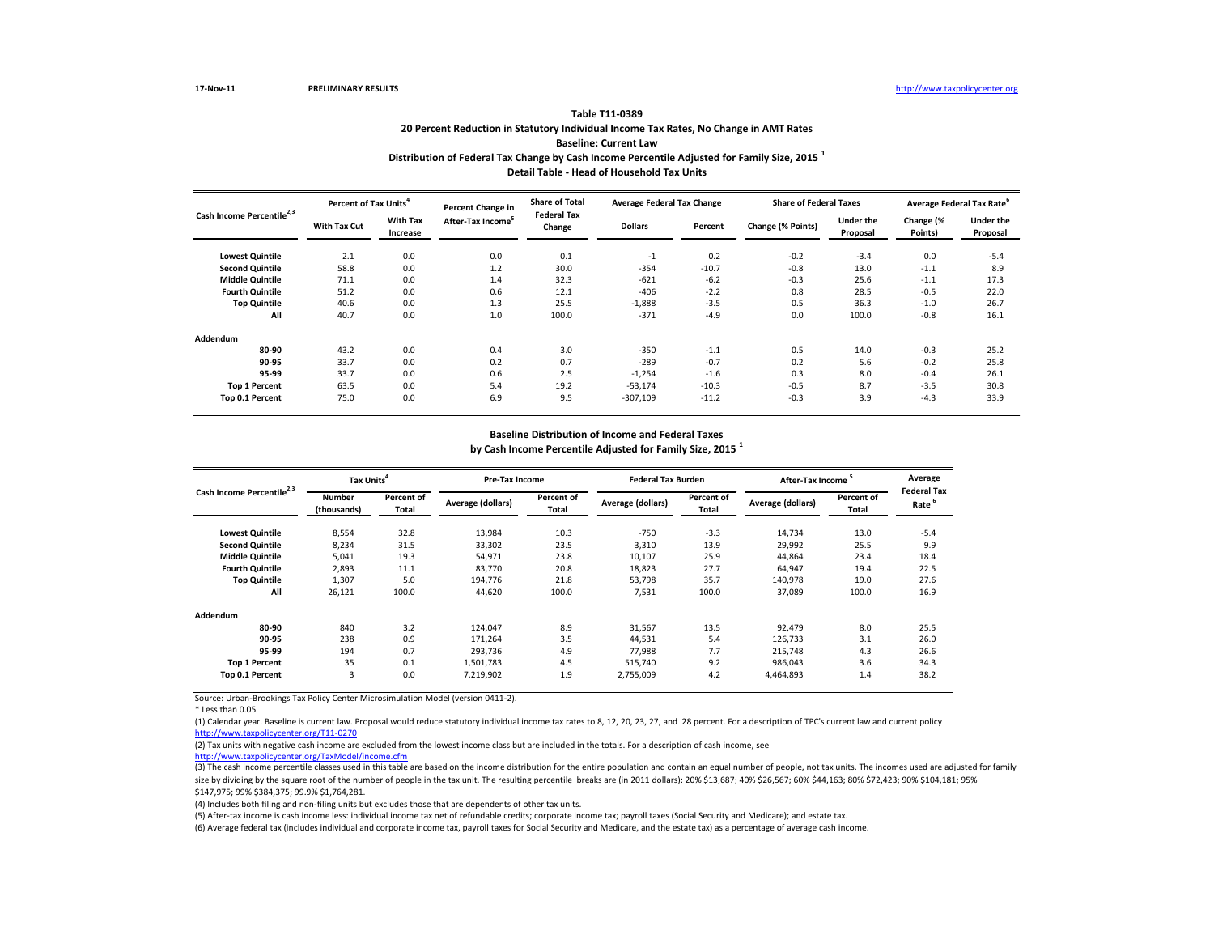17-Nov-11 PRELIMINARY RESULTS http://www.taxpolicycenter.org

### Table T11-0389
### 20 Percent Reduction in Statutory Individual Income Tax Rates, No Change in AMT Rates
### Baseline: Current Law
### Distribution of Federal Tax Change by Cash Income Percentile Adjusted for Family Size, 2015 [1]
### Detail Table - Head of Household Tax Units

| Cash Income Percentile[2,3] | Percent of Tax Units[4] | | Percent Change in After-Tax Income[5] | Share of Total Federal Tax Change | Average Federal Tax Change | | Share of Federal Taxes | | Average Federal Tax Rate[6] | |
|---|---|---|---|---|---|---|---|---|---|---|
| | With Tax Cut | With Tax Increase | | | Dollars | Percent | Change (% Points) | Under the Proposal | Change (% Points) | Under the Proposal |
| Lowest Quintile | 2.1 | 0.0 | 0.0 | 0.1 | -1 | 0.2 | -0.2 | -3.4 | 0.0 | -5.4 |
| Second Quintile | 58.8 | 0.0 | 1.2 | 30.0 | -354 | -10.7 | -0.8 | 13.0 | -1.1 | 8.9 |
| Middle Quintile | 71.1 | 0.0 | 1.4 | 32.3 | -621 | -6.2 | -0.3 | 25.6 | -1.1 | 17.3 |
| Fourth Quintile | 51.2 | 0.0 | 0.6 | 12.1 | -406 | -2.2 | 0.8 | 28.5 | -0.5 | 22.0 |
| Top Quintile | 40.6 | 0.0 | 1.3 | 25.5 | -1,888 | -3.5 | 0.5 | 36.3 | -1.0 | 26.7 |
| All | 40.7 | 0.0 | 1.0 | 100.0 | -371 | -4.9 | 0.0 | 100.0 | -0.8 | 16.1 |
| **Addendum** | | | | | | | | | | |
| 80-90 | 43.2 | 0.0 | 0.4 | 3.0 | -350 | -1.1 | 0.5 | 14.0 | -0.3 | 25.2 |
| 90-95 | 33.7 | 0.0 | 0.2 | 0.7 | -289 | -0.7 | 0.2 | 5.6 | -0.2 | 25.8 |
| 95-99 | 33.7 | 0.0 | 0.6 | 2.5 | -1,254 | -1.6 | 0.3 | 8.0 | -0.4 | 26.1 |
| Top 1 Percent | 63.5 | 0.0 | 5.4 | 19.2 | -53,174 | -10.3 | -0.5 | 8.7 | -3.5 | 30.8 |
| Top 0.1 Percent | 75.0 | 0.0 | 6.9 | 9.5 | -307,109 | -11.2 | -0.3 | 3.9 | -4.3 | 33.9 |

### Baseline Distribution of Income and Federal Taxes
### by Cash Income Percentile Adjusted for Family Size, 2015 [1]

| Cash Income Percentile[2,3] | Tax Units[4] | | Pre-Tax Income | | Federal Tax Burden | | After-Tax Income[5] | | Average Federal Tax Rate[6] |
|---|---|---|---|---|---|---|---|---|---|
| | Number (thousands) | Percent of Total | Average (dollars) | Percent of Total | Average (dollars) | Percent of Total | Average (dollars) | Percent of Total | |
| Lowest Quintile | 8,554 | 32.8 | 13,984 | 10.3 | -750 | -3.3 | 14,734 | 13.0 | -5.4 |
| Second Quintile | 8,234 | 31.5 | 33,302 | 23.5 | 3,310 | 13.9 | 29,992 | 25.5 | 9.9 |
| Middle Quintile | 5,041 | 19.3 | 54,971 | 23.8 | 10,107 | 25.9 | 44,864 | 23.4 | 18.4 |
| Fourth Quintile | 2,893 | 11.1 | 83,770 | 20.8 | 18,823 | 27.7 | 64,947 | 19.4 | 22.5 |
| Top Quintile | 1,307 | 5.0 | 194,776 | 21.8 | 53,798 | 35.7 | 140,978 | 19.0 | 27.6 |
| All | 26,121 | 100.0 | 44,620 | 100.0 | 7,531 | 100.0 | 37,089 | 100.0 | 16.9 |
| **Addendum** | | | | | | | | | |
| 80-90 | 840 | 3.2 | 124,047 | 8.9 | 31,567 | 13.5 | 92,479 | 8.0 | 25.5 |
| 90-95 | 238 | 0.9 | 171,264 | 3.5 | 44,531 | 5.4 | 126,733 | 3.1 | 26.0 |
| 95-99 | 194 | 0.7 | 293,736 | 4.9 | 77,988 | 7.7 | 215,748 | 4.3 | 26.6 |
| Top 1 Percent | 35 | 0.1 | 1,501,783 | 4.5 | 515,740 | 9.2 | 986,043 | 3.6 | 34.3 |
| Top 0.1 Percent | 3 | 0.0 | 7,219,902 | 1.9 | 2,755,009 | 4.2 | 4,464,893 | 1.4 | 38.2 |

Source: Urban-Brookings Tax Policy Center Microsimulation Model (version 0411-2).

* Less than 0.05

(1) Calendar year. Baseline is current law. Proposal would reduce statutory individual income tax rates to 8, 12, 20, 23, 27, and 28 percent. For a description of TPC's current law and current policy http://www.taxpolicycenter.org/T11-0270

(2) Tax units with negative cash income are excluded from the lowest income class but are included in the totals. For a description of cash income, see http://www.taxpolicycenter.org/TaxModel/income.cfm

(3) The cash income percentile classes used in this table are based on the income distribution for the entire population and contain an equal number of people, not tax units. The incomes used are adjusted for family size by dividing by the square root of the number of people in the tax unit. The resulting percentile breaks are (in 2011 dollars): 20% $13,687; 40% $26,567; 60% $44,163; 80% $72,423; 90% $104,181; 95% $147,975; 99% $384,375; 99.9% $1,764,281.

(4) Includes both filing and non-filing units but excludes those that are dependents of other tax units.

(5) After-tax income is cash income less: individual income tax net of refundable credits; corporate income tax; payroll taxes (Social Security and Medicare); and estate tax.

(6) Average federal tax (includes individual and corporate income tax, payroll taxes for Social Security and Medicare, and the estate tax) as a percentage of average cash income.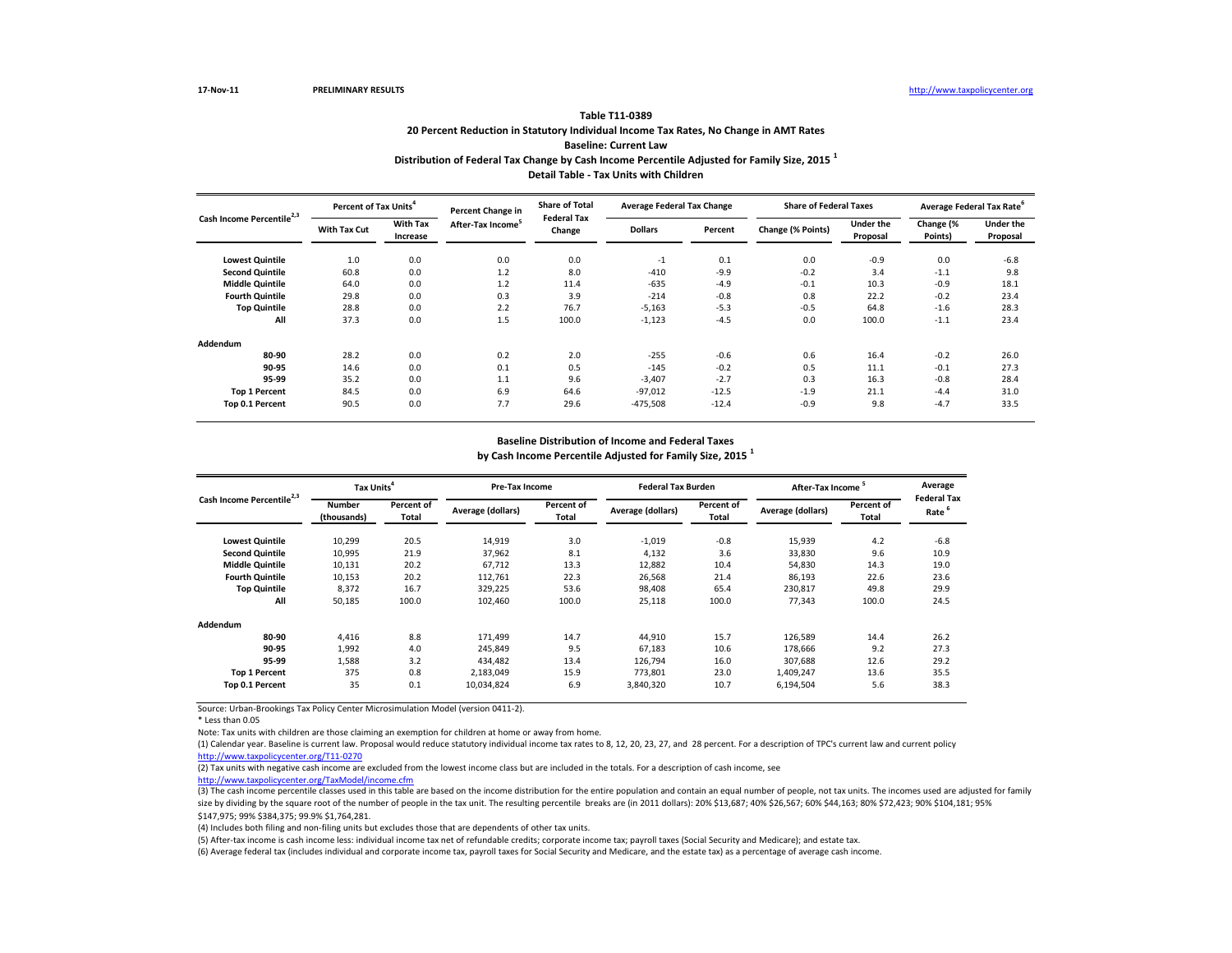17-Nov-11 PRELIMINARY RESULTS http://www.taxpolicycenter.org

## Table T11-0389
### 20 Percent Reduction in Statutory Individual Income Tax Rates, No Change in AMT Rates
### Baseline: Current Law
### Distribution of Federal Tax Change by Cash Income Percentile Adjusted for Family Size, 2015 [1]
### Detail Table - Tax Units with Children

| Cash Income Percentile[2,3] | Percent of Tax Units[4] | | Percent Change in After-Tax Income[5] | Share of Total Federal Tax Change | Average Federal Tax Change | | Share of Federal Taxes | | Average Federal Tax Rate[6] | |
|---|---|---|---|---|---|---|---|---|---|---|
| | With Tax Cut | With Tax Increase | | | Dollars | Percent | Change (% Points) | Under the Proposal | Change (% Points) | Under the Proposal |
| Lowest Quintile | 1.0 | 0.0 | 0.0 | 0.0 | -1 | 0.1 | 0.0 | -0.9 | 0.0 | -6.8 |
| Second Quintile | 60.8 | 0.0 | 1.2 | 8.0 | -410 | -9.9 | -0.2 | 3.4 | -1.1 | 9.8 |
| Middle Quintile | 64.0 | 0.0 | 1.2 | 11.4 | -635 | -4.9 | -0.1 | 10.3 | -0.9 | 18.1 |
| Fourth Quintile | 29.8 | 0.0 | 0.3 | 3.9 | -214 | -0.8 | 0.8 | 22.2 | -0.2 | 23.4 |
| Top Quintile | 28.8 | 0.0 | 2.2 | 76.7 | -5,163 | -5.3 | -0.5 | 64.8 | -1.6 | 28.3 |
| All | 37.3 | 0.0 | 1.5 | 100.0 | -1,123 | -4.5 | 0.0 | 100.0 | -1.1 | 23.4 |
| **Addendum** | | | | | | | | | | |
| 80-90 | 28.2 | 0.0 | 0.2 | 2.0 | -255 | -0.6 | 0.6 | 16.4 | -0.2 | 26.0 |
| 90-95 | 14.6 | 0.0 | 0.1 | 0.5 | -145 | -0.2 | 0.5 | 11.1 | -0.1 | 27.3 |
| 95-99 | 35.2 | 0.0 | 1.1 | 9.6 | -3,407 | -2.7 | 0.3 | 16.3 | -0.8 | 28.4 |
| Top 1 Percent | 84.5 | 0.0 | 6.9 | 64.6 | -97,012 | -12.5 | -1.9 | 21.1 | -4.4 | 31.0 |
| Top 0.1 Percent | 90.5 | 0.0 | 7.7 | 29.6 | -475,508 | -12.4 | -0.9 | 9.8 | -4.7 | 33.5 |

### Baseline Distribution of Income and Federal Taxes
### by Cash Income Percentile Adjusted for Family Size, 2015 [1]

| Cash Income Percentile[2,3] | Tax Units[4] | | Pre-Tax Income | | Federal Tax Burden | | After-Tax Income[5] | | Average Federal Tax Rate[6] |
|---|---|---|---|---|---|---|---|---|---|
| | Number (thousands) | Percent of Total | Average (dollars) | Percent of Total | Average (dollars) | Percent of Total | Average (dollars) | Percent of Total | |
| Lowest Quintile | 10,299 | 20.5 | 14,919 | 3.0 | -1,019 | -0.8 | 15,939 | 4.2 | -6.8 |
| Second Quintile | 10,995 | 21.9 | 37,962 | 8.1 | 4,132 | 3.6 | 33,830 | 9.6 | 10.9 |
| Middle Quintile | 10,131 | 20.2 | 67,712 | 13.3 | 12,882 | 10.4 | 54,830 | 14.3 | 19.0 |
| Fourth Quintile | 10,153 | 20.2 | 112,761 | 22.3 | 26,568 | 21.4 | 86,193 | 22.6 | 23.6 |
| Top Quintile | 8,372 | 16.7 | 329,225 | 53.6 | 98,408 | 65.4 | 230,817 | 49.8 | 29.9 |
| All | 50,185 | 100.0 | 102,460 | 100.0 | 25,118 | 100.0 | 77,343 | 100.0 | 24.5 |
| **Addendum** | | | | | | | | | |
| 80-90 | 4,416 | 8.8 | 171,499 | 14.7 | 44,910 | 15.7 | 126,589 | 14.4 | 26.2 |
| 90-95 | 1,992 | 4.0 | 245,849 | 9.5 | 67,183 | 10.6 | 178,666 | 9.2 | 27.3 |
| 95-99 | 1,588 | 3.2 | 434,482 | 13.4 | 126,794 | 16.0 | 307,688 | 12.6 | 29.2 |
| Top 1 Percent | 375 | 0.8 | 2,183,049 | 15.9 | 773,801 | 23.0 | 1,409,247 | 13.6 | 35.5 |
| Top 0.1 Percent | 35 | 0.1 | 10,034,824 | 6.9 | 3,840,320 | 10.7 | 6,194,504 | 5.6 | 38.3 |

Source: Urban-Brookings Tax Policy Center Microsimulation Model (version 0411-2).

* Less than 0.05

Note: Tax units with children are those claiming an exemption for children at home or away from home.

(1) Calendar year. Baseline is current law. Proposal would reduce statutory individual income tax rates to 8, 12, 20, 23, 27, and 28 percent. For a description of TPC's current law and current policy http://www.taxpolicycenter.org/T11-0270

(2) Tax units with negative cash income are excluded from the lowest income class but are included in the totals. For a description of cash income, see http://www.taxpolicycenter.org/TaxModel/income.cfm

(3) The cash income percentile classes used in this table are based on the income distribution for the entire population and contain an equal number of people, not tax units. The incomes used are adjusted for family size by dividing by the square root of the number of people in the tax unit. The resulting percentile breaks are (in 2011 dollars): 20% $13,687; 40% $26,567; 60% $44,163; 80% $72,423; 90% $104,181; 95% $147,975; 99% $384,375; 99.9% $1,764,281.

(4) Includes both filing and non-filing units but excludes those that are dependents of other tax units.

(5) After-tax income is cash income less: individual income tax net of refundable credits; corporate income tax; payroll taxes (Social Security and Medicare); and estate tax.

(6) Average federal tax (includes individual and corporate income tax, payroll taxes for Social Security and Medicare, and the estate tax) as a percentage of average cash income.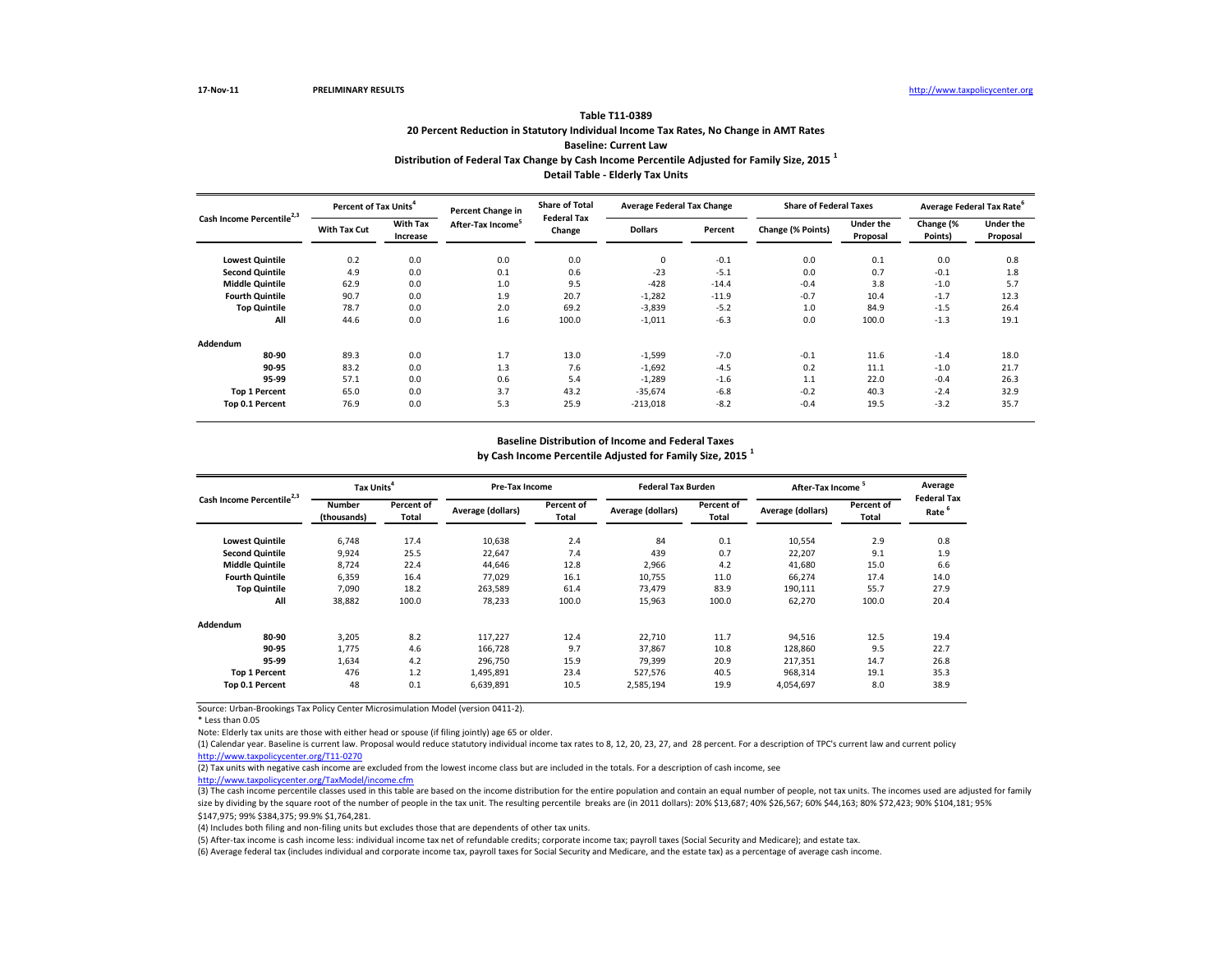17-Nov-11 **PRELIMINARY RESULTS** http://www.taxpolicycenter.org

### Table T11-0389
### 20 Percent Reduction in Statutory Individual Income Tax Rates, No Change in AMT Rates
### Baseline: Current Law
### Distribution of Federal Tax Change by Cash Income Percentile Adjusted for Family Size, 2015 [1]
### Detail Table - Elderly Tax Units

| Cash Income Percentile[2,3] | Percent of Tax Units[4] | | Percent Change in After-Tax Income[5] | Share of Total Federal Tax Change | Average Federal Tax Change | | Share of Federal Taxes | | Average Federal Tax Rate[6] | |
|---|---|---|---|---|---|---|---|---|---|---|
| | With Tax Cut | With Tax Increase | | | Dollars | Percent | Change (% Points) | Under the Proposal | Change (% Points) | Under the Proposal |
| **Lowest Quintile** | 0.2 | 0.0 | 0.0 | 0.0 | 0 | -0.1 | 0.0 | 0.1 | 0.0 | 0.8 |
| **Second Quintile** | 4.9 | 0.0 | 0.1 | 0.6 | -23 | -5.1 | 0.0 | 0.7 | -0.1 | 1.8 |
| **Middle Quintile** | 62.9 | 0.0 | 1.0 | 9.5 | -428 | -14.4 | -0.4 | 3.8 | -1.0 | 5.7 |
| **Fourth Quintile** | 90.7 | 0.0 | 1.9 | 20.7 | -1,282 | -11.9 | -0.7 | 10.4 | -1.7 | 12.3 |
| **Top Quintile** | 78.7 | 0.0 | 2.0 | 69.2 | -3,839 | -5.2 | 1.0 | 84.9 | -1.5 | 26.4 |
| **All** | 44.6 | 0.0 | 1.6 | 100.0 | -1,011 | -6.3 | 0.0 | 100.0 | -1.3 | 19.1 |
| **Addendum** | | | | | | | | | | |
| **80-90** | 89.3 | 0.0 | 1.7 | 13.0 | -1,599 | -7.0 | -0.1 | 11.6 | -1.4 | 18.0 |
| **90-95** | 83.2 | 0.0 | 1.3 | 7.6 | -1,692 | -4.5 | 0.2 | 11.1 | -1.0 | 21.7 |
| **95-99** | 57.1 | 0.0 | 0.6 | 5.4 | -1,289 | -1.6 | 1.1 | 22.0 | -0.4 | 26.3 |
| **Top 1 Percent** | 65.0 | 0.0 | 3.7 | 43.2 | -35,674 | -6.8 | -0.2 | 40.3 | -2.4 | 32.9 |
| **Top 0.1 Percent** | 76.9 | 0.0 | 5.3 | 25.9 | -213,018 | -8.2 | -0.4 | 19.5 | -3.2 | 35.7 |

### Baseline Distribution of Income and Federal Taxes
### by Cash Income Percentile Adjusted for Family Size, 2015 [1]

| Cash Income Percentile[2,3] | Tax Units[4] | | Pre-Tax Income | | Federal Tax Burden | | After-Tax Income[5] | | Average Federal Tax Rate[6] |
|---|---|---|---|---|---|---|---|---|---|
| | Number (thousands) | Percent of Total | Average (dollars) | Percent of Total | Average (dollars) | Percent of Total | Average (dollars) | Percent of Total | |
| **Lowest Quintile** | 6,748 | 17.4 | 10,638 | 2.4 | 84 | 0.1 | 10,554 | 2.9 | 0.8 |
| **Second Quintile** | 9,924 | 25.5 | 22,647 | 7.4 | 439 | 0.7 | 22,207 | 9.1 | 1.9 |
| **Middle Quintile** | 8,724 | 22.4 | 44,646 | 12.8 | 2,966 | 4.2 | 41,680 | 15.0 | 6.6 |
| **Fourth Quintile** | 6,359 | 16.4 | 77,029 | 16.1 | 10,755 | 11.0 | 66,274 | 17.4 | 14.0 |
| **Top Quintile** | 7,090 | 18.2 | 263,589 | 61.4 | 73,479 | 83.9 | 190,111 | 55.7 | 27.9 |
| **All** | 38,882 | 100.0 | 78,233 | 100.0 | 15,963 | 100.0 | 62,270 | 100.0 | 20.4 |
| **Addendum** | | | | | | | | | |
| **80-90** | 3,205 | 8.2 | 117,227 | 12.4 | 22,710 | 11.7 | 94,516 | 12.5 | 19.4 |
| **90-95** | 1,775 | 4.6 | 166,728 | 9.7 | 37,867 | 10.8 | 128,860 | 9.5 | 22.7 |
| **95-99** | 1,634 | 4.2 | 296,750 | 15.9 | 79,399 | 20.9 | 217,351 | 14.7 | 26.8 |
| **Top 1 Percent** | 476 | 1.2 | 1,495,891 | 23.4 | 527,576 | 40.5 | 968,314 | 19.1 | 35.3 |
| **Top 0.1 Percent** | 48 | 0.1 | 6,639,891 | 10.5 | 2,585,194 | 19.9 | 4,054,697 | 8.0 | 38.9 |

Source: Urban-Brookings Tax Policy Center Microsimulation Model (version 0411-2).

\* Less than 0.05

Note: Elderly tax units are those with either head or spouse (if filing jointly) age 65 or older.

(1) Calendar year. Baseline is current law. Proposal would reduce statutory individual income tax rates to 8, 12, 20, 23, 27, and 28 percent. For a description of TPC's current law and current policy http://www.taxpolicycenter.org/T11-0270

(2) Tax units with negative cash income are excluded from the lowest income class but are included in the totals. For a description of cash income, see http://www.taxpolicycenter.org/TaxModel/income.cfm

(3) The cash income percentile classes used in this table are based on the income distribution for the entire population and contain an equal number of people, not tax units. The incomes used are adjusted for family size by dividing by the square root of the number of people in the tax unit. The resulting percentile breaks are (in 2011 dollars): 20% $13,687; 40% $26,567; 60% $44,163; 80% $72,423; 90% $104,181; 95% $147,975; 99% $384,375; 99.9% $1,764,281.

(4) Includes both filing and non-filing units but excludes those that are dependents of other tax units.

(5) After-tax income is cash income less: individual income tax net of refundable credits; corporate income tax; payroll taxes (Social Security and Medicare); and estate tax.

(6) Average federal tax (includes individual and corporate income tax, payroll taxes for Social Security and Medicare, and the estate tax) as a percentage of average cash income.